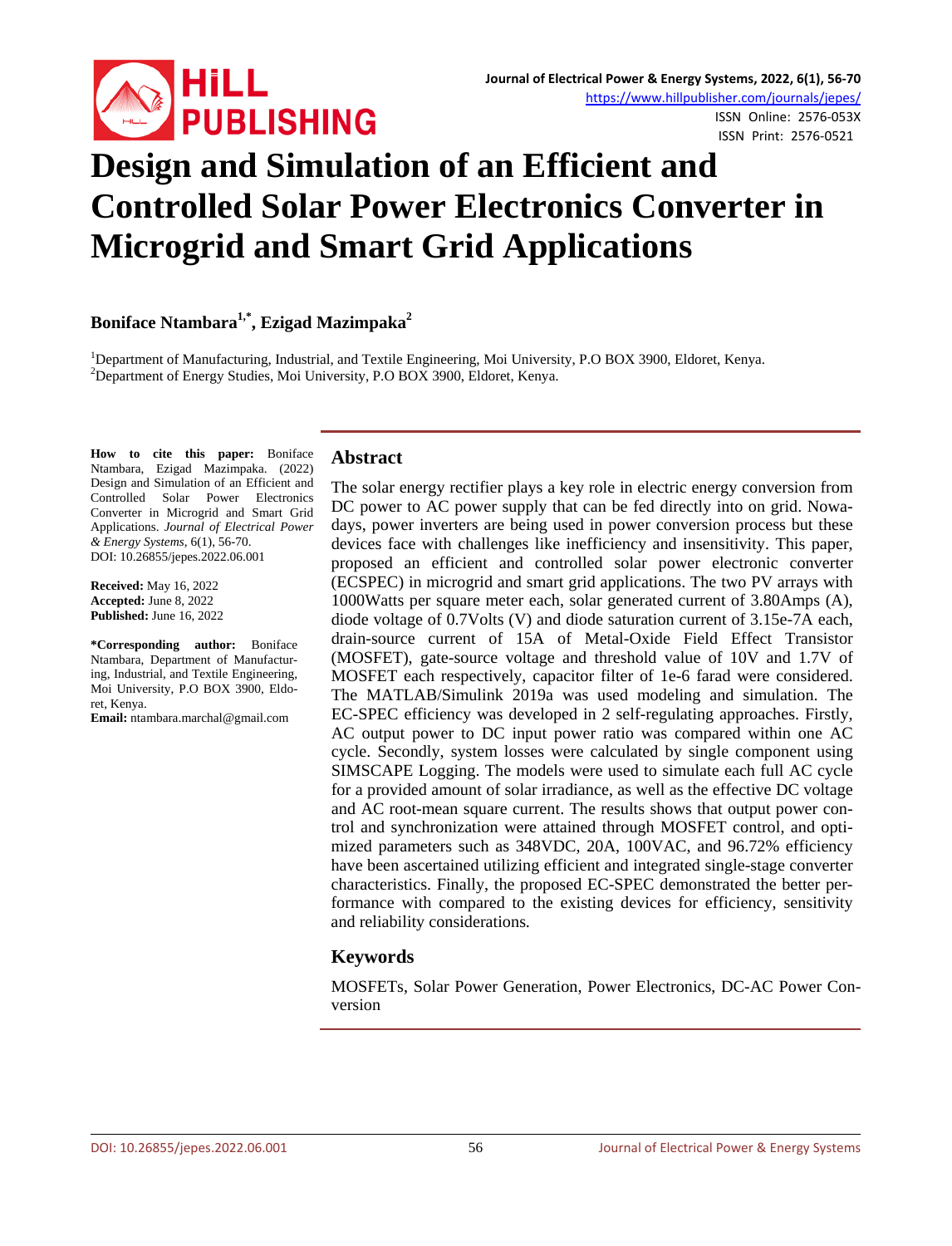# Design and Simulation of an Efficient and Controlled Solar Power Electronics Converter in Microgrid and Smart Grid Applications

**Boniface Ntambara[1,*], Ezigad Mazimpaka[2]**

[1]Department of Manufacturing, Industrial, and Textile Engineering, Moi University, P.O BOX 3900, Eldoret, Kenya.
[2]Department of Energy Studies, Moi University, P.O BOX 3900, Eldoret, Kenya.

**How to cite this paper:** Boniface Ntambara, Ezigad Mazimpaka. (2022) Design and Simulation of an Efficient and Controlled Solar Power Electronics Converter in Microgrid and Smart Grid Applications. *Journal of Electrical Power & Energy Systems*, 6(1), 56-70.
DOI: 10.26855/jepes.2022.06.001

**Received:** May 16, 2022
**Accepted:** June 8, 2022
**Published:** June 16, 2022

**\*Corresponding author:** Boniface Ntambara, Department of Manufacturing, Industrial, and Textile Engineering, Moi University, P.O BOX 3900, Eldoret, Kenya.
**Email:** ntambara.marchal@gmail.com

## Abstract

The solar energy rectifier plays a key role in electric energy conversion from DC power to AC power supply that can be fed directly into on grid. Nowadays, power inverters are being used in power conversion process but these devices face with challenges like inefficiency and insensitivity. This paper, proposed an efficient and controlled solar power electronic converter (ECSPEC) in microgrid and smart grid applications. The two PV arrays with 1000Watts per square meter each, solar generated current of 3.80Amps (A), diode voltage of 0.7Volts (V) and diode saturation current of 3.15e-7A each, drain-source current of 15A of Metal-Oxide Field Effect Transistor (MOSFET), gate-source voltage and threshold value of 10V and 1.7V of MOSFET each respectively, capacitor filter of 1e-6 farad were considered. The MATLAB/Simulink 2019a was used modeling and simulation. The EC-SPEC efficiency was developed in 2 self-regulating approaches. Firstly, AC output power to DC input power ratio was compared within one AC cycle. Secondly, system losses were calculated by single component using SIMSCAPE Logging. The models were used to simulate each full AC cycle for a provided amount of solar irradiance, as well as the effective DC voltage and AC root-mean square current. The results shows that output power control and synchronization were attained through MOSFET control, and optimized parameters such as 348VDC, 20A, 100VAC, and 96.72% efficiency have been ascertained utilizing efficient and integrated single-stage converter characteristics. Finally, the proposed EC-SPEC demonstrated the better performance with compared to the existing devices for efficiency, sensitivity and reliability considerations.

## Keywords

MOSFETs, Solar Power Generation, Power Electronics, DC-AC Power Conversion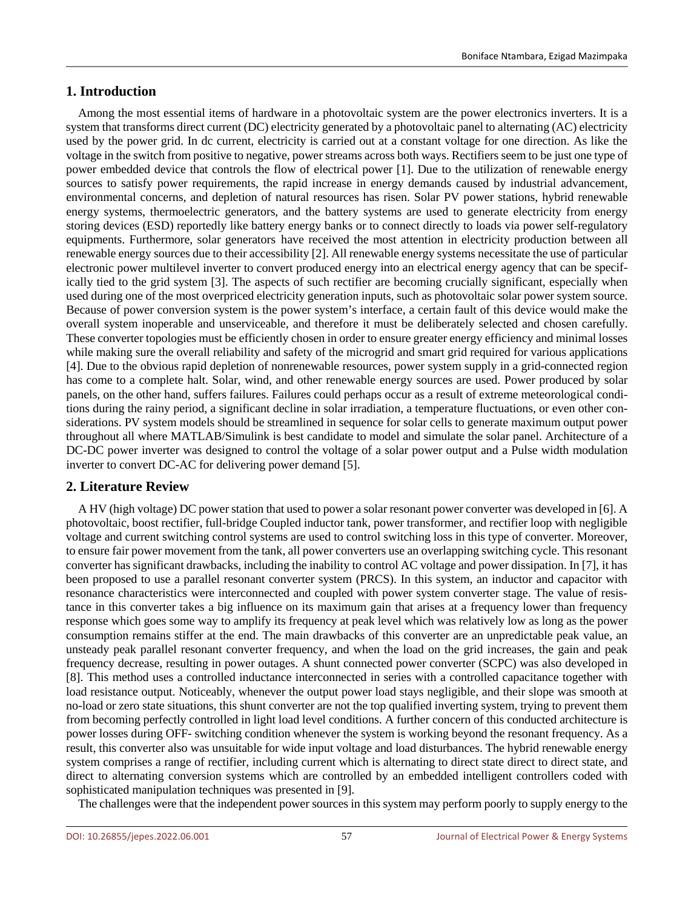## 1. Introduction

Among the most essential items of hardware in a photovoltaic system are the power electronics inverters. It is a system that transforms direct current (DC) electricity generated by a photovoltaic panel to alternating (AC) electricity used by the power grid. In dc current, electricity is carried out at a constant voltage for one direction. As like the voltage in the switch from positive to negative, power streams across both ways. Rectifiers seem to be just one type of power embedded device that controls the flow of electrical power [1]. Due to the utilization of renewable energy sources to satisfy power requirements, the rapid increase in energy demands caused by industrial advancement, environmental concerns, and depletion of natural resources has risen. Solar PV power stations, hybrid renewable energy systems, thermoelectric generators, and the battery systems are used to generate electricity from energy storing devices (ESD) reportedly like battery energy banks or to connect directly to loads via power self-regulatory equipments. Furthermore, solar generators have received the most attention in electricity production between all renewable energy sources due to their accessibility [2]. All renewable energy systems necessitate the use of particular electronic power multilevel inverter to convert produced energy into an electrical energy agency that can be specifically tied to the grid system [3]. The aspects of such rectifier are becoming crucially significant, especially when used during one of the most overpriced electricity generation inputs, such as photovoltaic solar power system source. Because of power conversion system is the power system's interface, a certain fault of this device would make the overall system inoperable and unserviceable, and therefore it must be deliberately selected and chosen carefully. These converter topologies must be efficiently chosen in order to ensure greater energy efficiency and minimal losses while making sure the overall reliability and safety of the microgrid and smart grid required for various applications [4]. Due to the obvious rapid depletion of nonrenewable resources, power system supply in a grid-connected region has come to a complete halt. Solar, wind, and other renewable energy sources are used. Power produced by solar panels, on the other hand, suffers failures. Failures could perhaps occur as a result of extreme meteorological conditions during the rainy period, a significant decline in solar irradiation, a temperature fluctuations, or even other considerations. PV system models should be streamlined in sequence for solar cells to generate maximum output power throughout all where MATLAB/Simulink is best candidate to model and simulate the solar panel. Architecture of a DC-DC power inverter was designed to control the voltage of a solar power output and a Pulse width modulation inverter to convert DC-AC for delivering power demand [5].

## 2. Literature Review

A HV (high voltage) DC power station that used to power a solar resonant power converter was developed in [6]. A photovoltaic, boost rectifier, full-bridge Coupled inductor tank, power transformer, and rectifier loop with negligible voltage and current switching control systems are used to control switching loss in this type of converter. Moreover, to ensure fair power movement from the tank, all power converters use an overlapping switching cycle. This resonant converter has significant drawbacks, including the inability to control AC voltage and power dissipation. In [7], it has been proposed to use a parallel resonant converter system (PRCS). In this system, an inductor and capacitor with resonance characteristics were interconnected and coupled with power system converter stage. The value of resistance in this converter takes a big influence on its maximum gain that arises at a frequency lower than frequency response which goes some way to amplify its frequency at peak level which was relatively low as long as the power consumption remains stiffer at the end. The main drawbacks of this converter are an unpredictable peak value, an unsteady peak parallel resonant converter frequency, and when the load on the grid increases, the gain and peak frequency decrease, resulting in power outages. A shunt connected power converter (SCPC) was also developed in [8]. This method uses a controlled inductance interconnected in series with a controlled capacitance together with load resistance output. Noticeably, whenever the output power load stays negligible, and their slope was smooth at no-load or zero state situations, this shunt converter are not the top qualified inverting system, trying to prevent them from becoming perfectly controlled in light load level conditions. A further concern of this conducted architecture is power losses during OFF- switching condition whenever the system is working beyond the resonant frequency. As a result, this converter also was unsuitable for wide input voltage and load disturbances. The hybrid renewable energy system comprises a range of rectifier, including current which is alternating to direct state direct to direct state, and direct to alternating conversion systems which are controlled by an embedded intelligent controllers coded with sophisticated manipulation techniques was presented in [9].

The challenges were that the independent power sources in this system may perform poorly to supply energy to the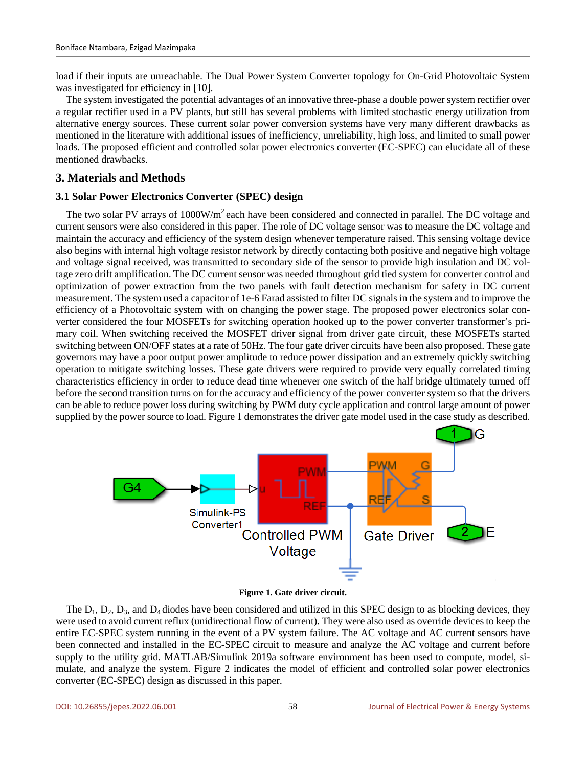load if their inputs are unreachable. The Dual Power System Converter topology for On-Grid Photovoltaic System was investigated for efficiency in [10].

The system investigated the potential advantages of an innovative three-phase a double power system rectifier over a regular rectifier used in a PV plants, but still has several problems with limited stochastic energy utilization from alternative energy sources. These current solar power conversion systems have very many different drawbacks as mentioned in the literature with additional issues of inefficiency, unreliability, high loss, and limited to small power loads. The proposed efficient and controlled solar power electronics converter (EC-SPEC) can elucidate all of these mentioned drawbacks.

## 3. Materials and Methods

### 3.1 Solar Power Electronics Converter (SPEC) design

The two solar PV arrays of 1000W/m$^2$ each have been considered and connected in parallel. The DC voltage and current sensors were also considered in this paper. The role of DC voltage sensor was to measure the DC voltage and maintain the accuracy and efficiency of the system design whenever temperature raised. This sensing voltage device also begins with internal high voltage resistor network by directly contacting both positive and negative high voltage and voltage signal received, was transmitted to secondary side of the sensor to provide high insulation and DC voltage zero drift amplification. The DC current sensor was needed throughout grid tied system for converter control and optimization of power extraction from the two panels with fault detection mechanism for safety in DC current measurement. The system used a capacitor of 1e-6 Farad assisted to filter DC signals in the system and to improve the efficiency of a Photovoltaic system with on changing the power stage. The proposed power electronics solar converter considered the four MOSFETs for switching operation hooked up to the power converter transformer's primary coil. When switching received the MOSFET driver signal from driver gate circuit, these MOSFETs started switching between ON/OFF states at a rate of 50Hz. The four gate driver circuits have been also proposed. These gate governors may have a poor output power amplitude to reduce power dissipation and an extremely quickly switching operation to mitigate switching losses. These gate drivers were required to provide very equally correlated timing characteristics efficiency in order to reduce dead time whenever one switch of the half bridge ultimately turned off before the second transition turns on for the accuracy and efficiency of the power converter system so that the drivers can be able to reduce power loss during switching by PWM duty cycle application and control large amount of power supplied by the power source to load. Figure 1 demonstrates the driver gate model used in the case study as described.

**Figure 1. Gate driver circuit.**

The $D_1$, $D_2$, $D_3$, and $D_4$ diodes have been considered and utilized in this SPEC design to as blocking devices, they were used to avoid current reflux (unidirectional flow of current). They were also used as override devices to keep the entire EC-SPEC system running in the event of a PV system failure. The AC voltage and AC current sensors have been connected and installed in the EC-SPEC circuit to measure and analyze the AC voltage and current before supply to the utility grid. MATLAB/Simulink 2019a software environment has been used to compute, model, simulate, and analyze the system. Figure 2 indicates the model of efficient and controlled solar power electronics converter (EC-SPEC) design as discussed in this paper.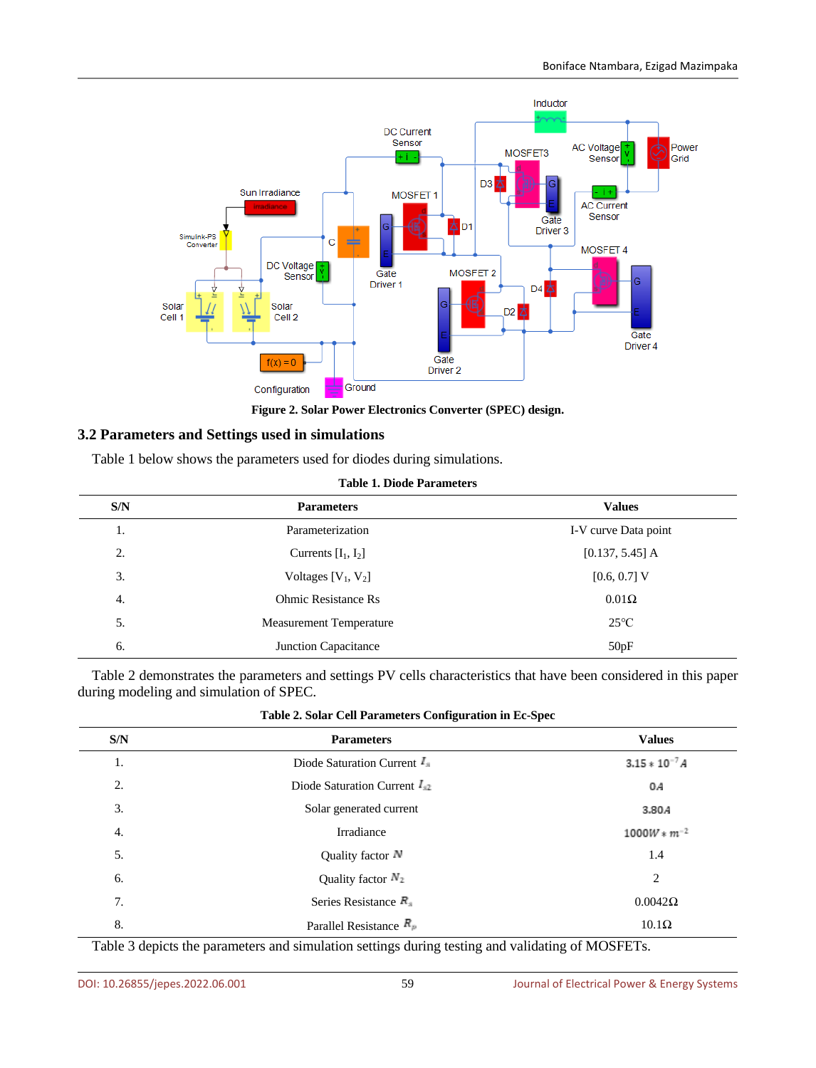Figure 2. Solar Power Electronics Converter (SPEC) design.

## 3.2 Parameters and Settings used in simulations

Table 1 below shows the parameters used for diodes during simulations.

**Table 1. Diode Parameters**

| S/N | Parameters | Values |
|---|---|---|
| 1. | Parameterization | I-V curve Data point |
| 2. | Currents [$I_1$, $I_2$] | [0.137, 5.45] A |
| 3. | Voltages [$V_1$, $V_2$] | [0.6, 0.7] V |
| 4. | Ohmic Resistance Rs | 0.01Ω |
| 5. | Measurement Temperature | 25°C |
| 6. | Junction Capacitance | 50pF |

Table 2 demonstrates the parameters and settings PV cells characteristics that have been considered in this paper during modeling and simulation of SPEC.

**Table 2. Solar Cell Parameters Configuration in Ec-Spec**

| S/N | Parameters | Values |
|---|---|---|
| 1. | Diode Saturation Current $I_s$ | $3.15 * 10^{-7} A$ |
| 2. | Diode Saturation Current $I_{s2}$ | $0A$ |
| 3. | Solar generated current | $3.80A$ |
| 4. | Irradiance | $1000W * m^{-2}$ |
| 5. | Quality factor $N$ | 1.4 |
| 6. | Quality factor $N_2$ | 2 |
| 7. | Series Resistance $R_s$ | 0.0042Ω |
| 8. | Parallel Resistance $R_p$ | 10.1Ω |

Table 3 depicts the parameters and simulation settings during testing and validating of MOSFETs.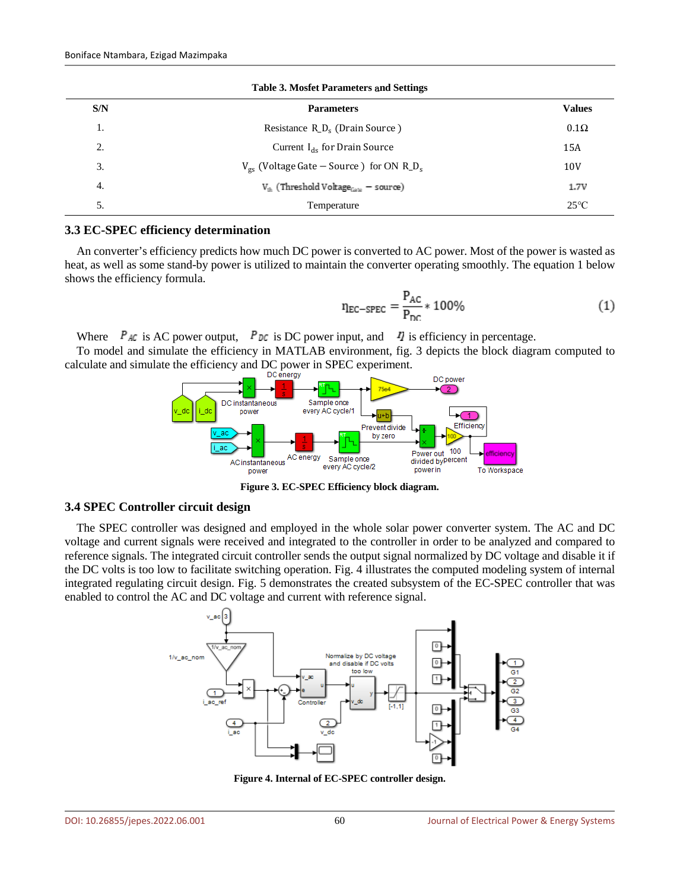**Table 3. Mosfet Parameters and Settings**

| S/N | Parameters | Values |
|---|---|---|
| 1. | Resistance $R\_D_s$ (Drain Source) | 0.1Ω |
| 2. | Current $I_{ds}$ for Drain Source | 15A |
| 3. | $V_{gs}$ (Voltage Gate – Source) for ON $R\_D_s$ | 10V |
| 4. | $V_{th}$ (Threshold $Voltage_{Gate}$ – source) | 1.7V |
| 5. | Temperature | 25°C |

### 3.3 EC-SPEC efficiency determination

An converter's efficiency predicts how much DC power is converted to AC power. Most of the power is wasted as heat, as well as some stand-by power is utilized to maintain the converter operating smoothly. The equation 1 below shows the efficiency formula.

$$\eta_{EC-SPEC} = \frac{P_{AC}}{P_{DC}} * 100\% \tag{1}$$

Where $P_{AC}$ is AC power output, $P_{DC}$ is DC power input, and $\eta$ is efficiency in percentage.

To model and simulate the efficiency in MATLAB environment, fig. 3 depicts the block diagram computed to calculate and simulate the efficiency and DC power in SPEC experiment.

**Figure 3. EC-SPEC Efficiency block diagram.**

### 3.4 SPEC Controller circuit design

The SPEC controller was designed and employed in the whole solar power converter system. The AC and DC voltage and current signals were received and integrated to the controller in order to be analyzed and compared to reference signals. The integrated circuit controller sends the output signal normalized by DC voltage and disable it if the DC volts is too low to facilitate switching operation. Fig. 4 illustrates the computed modeling system of internal integrated regulating circuit design. Fig. 5 demonstrates the created subsystem of the EC-SPEC controller that was enabled to control the AC and DC voltage and current with reference signal.

**Figure 4. Internal of EC-SPEC controller design.**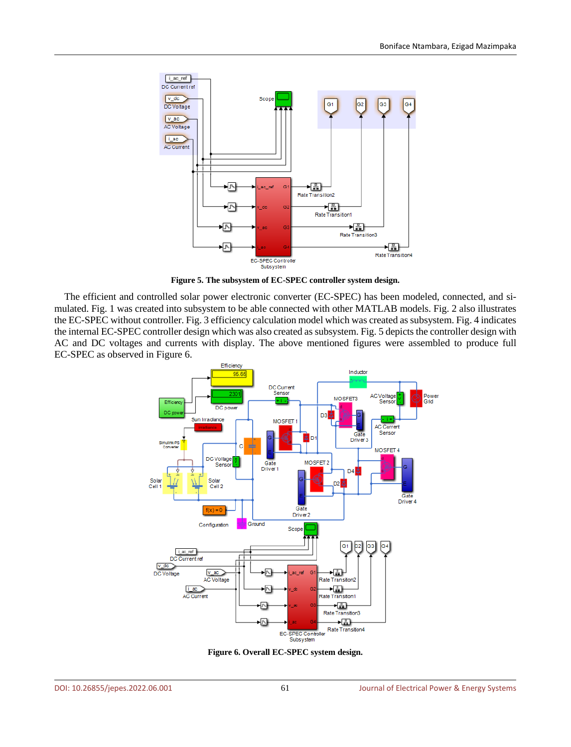**Figure 5. The subsystem of EC-SPEC controller system design.**

The efficient and controlled solar power electronic converter (EC-SPEC) has been modeled, connected, and simulated. Fig. 1 was created into subsystem to be able connected with other MATLAB models. Fig. 2 also illustrates the EC-SPEC without controller. Fig. 3 efficiency calculation model which was created as subsystem. Fig. 4 indicates the internal EC-SPEC controller design which was also created as subsystem. Fig. 5 depicts the controller design with AC and DC voltages and currents with display. The above mentioned figures were assembled to produce full EC-SPEC as observed in Figure 6.

**Figure 6. Overall EC-SPEC system design.**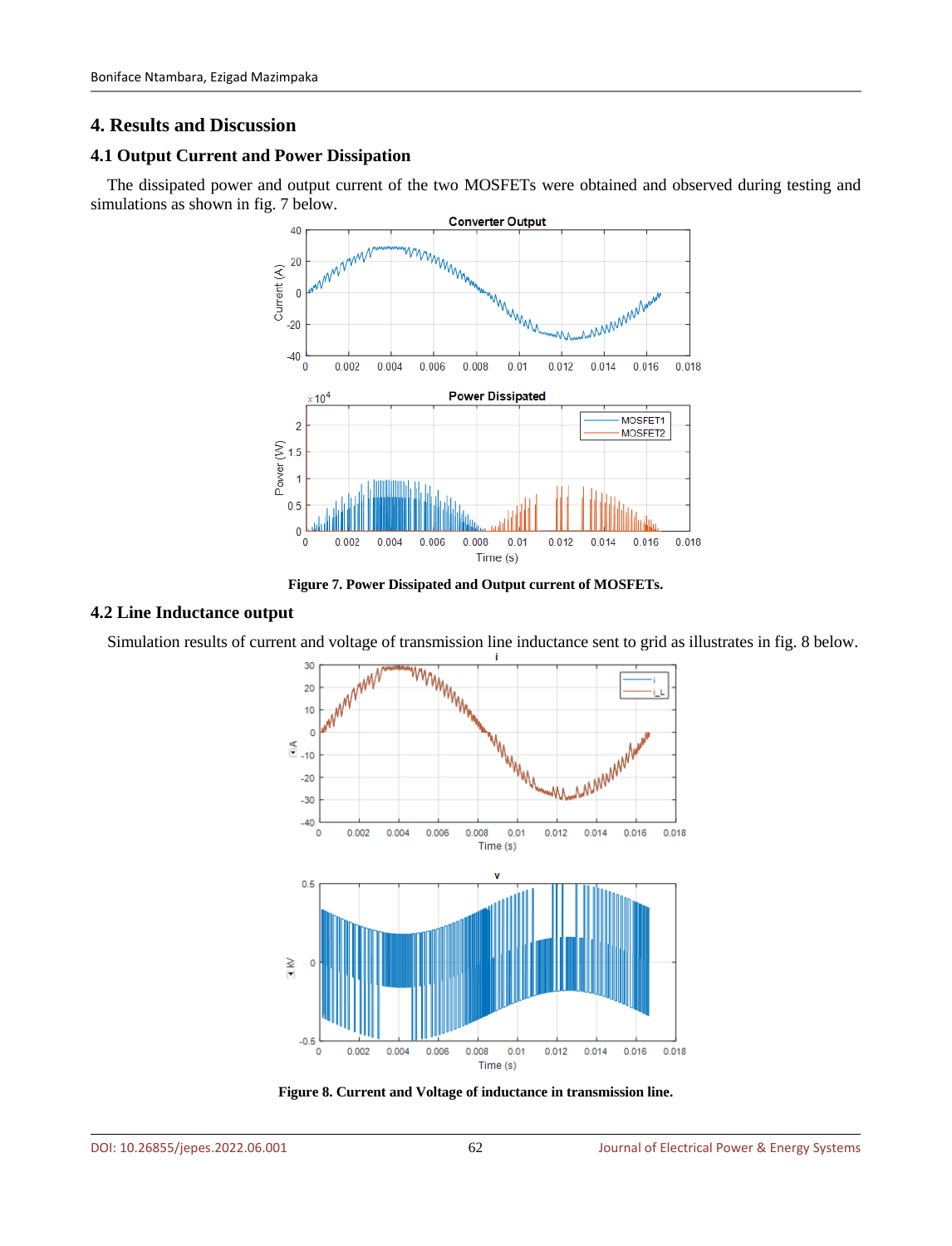# 4. Results and Discussion

## 4.1 Output Current and Power Dissipation

The dissipated power and output current of the two MOSFETs were obtained and observed during testing and simulations as shown in fig. 7 below.

**Figure 7. Power Dissipated and Output current of MOSFETs.**

## 4.2 Line Inductance output

Simulation results of current and voltage of transmission line inductance sent to grid as illustrates in fig. 8 below.

**Figure 8. Current and Voltage of inductance in transmission line.**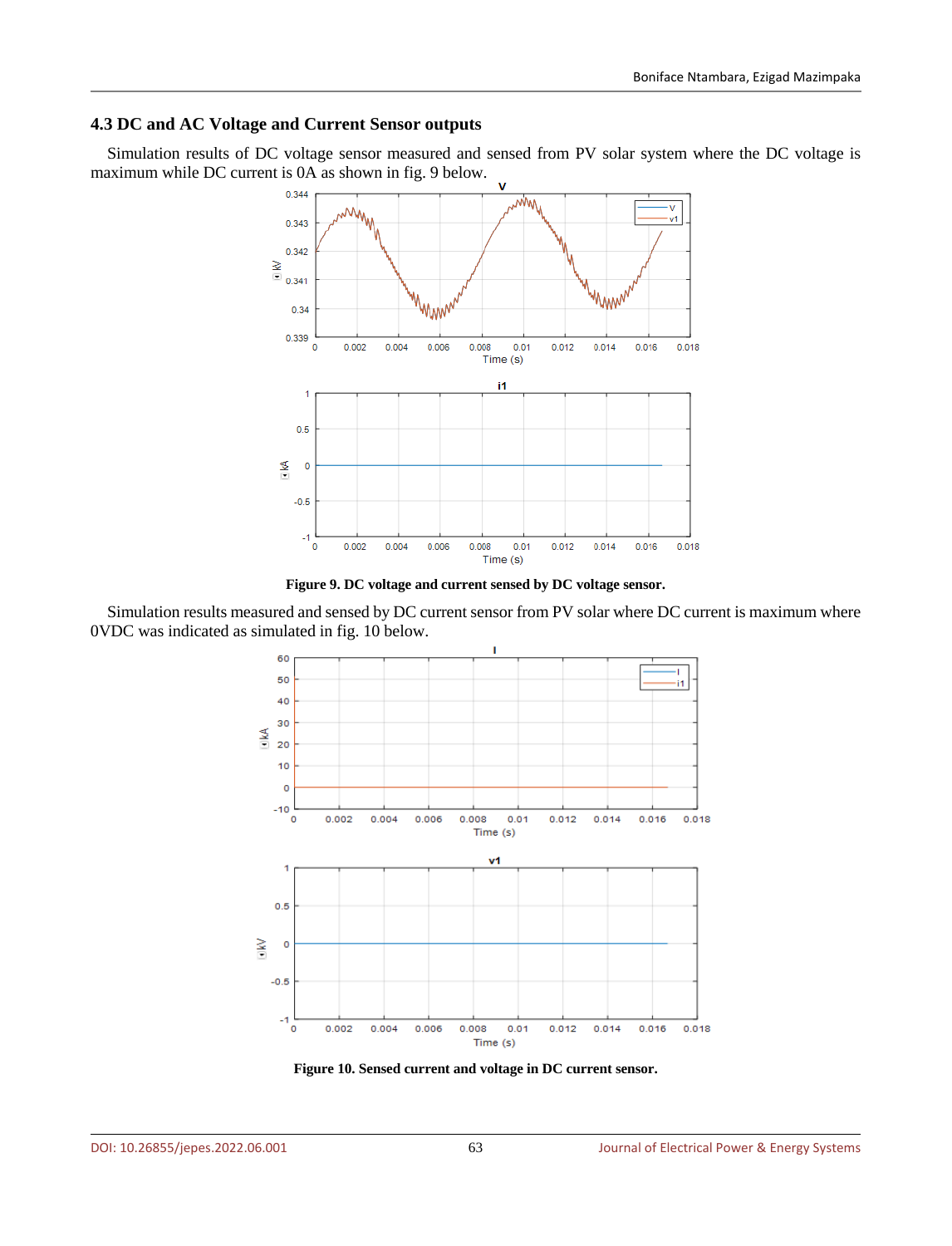### 4.3 DC and AC Voltage and Current Sensor outputs

Simulation results of DC voltage sensor measured and sensed from PV solar system where the DC voltage is maximum while DC current is 0A as shown in fig. 9 below.

**Figure 9. DC voltage and current sensed by DC voltage sensor.**

Simulation results measured and sensed by DC current sensor from PV solar where DC current is maximum where 0VDC was indicated as simulated in fig. 10 below.

**Figure 10. Sensed current and voltage in DC current sensor.**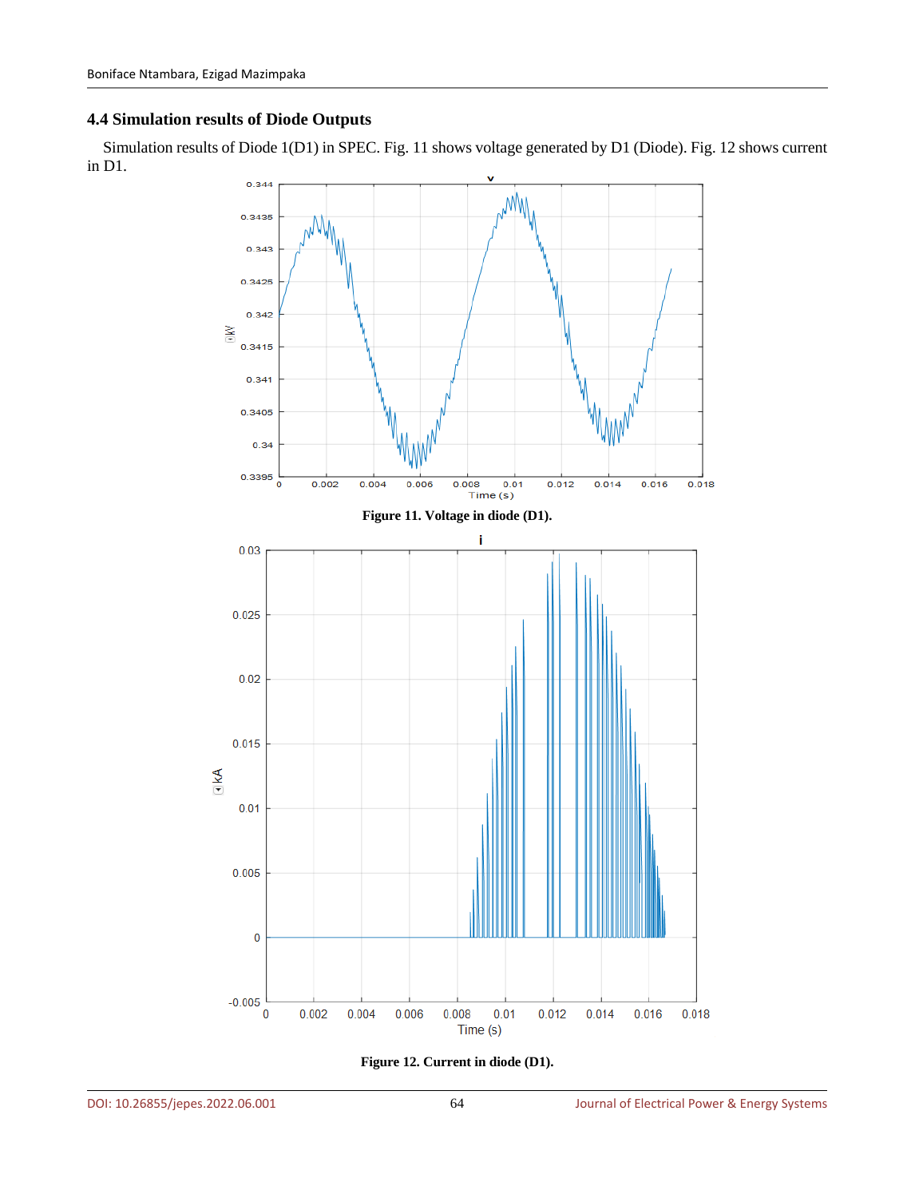### 4.4 Simulation results of Diode Outputs

Simulation results of Diode 1(D1) in SPEC. Fig. 11 shows voltage generated by D1 (Diode). Fig. 12 shows current in D1.

Figure 11. Voltage in diode (D1).

Figure 12. Current in diode (D1).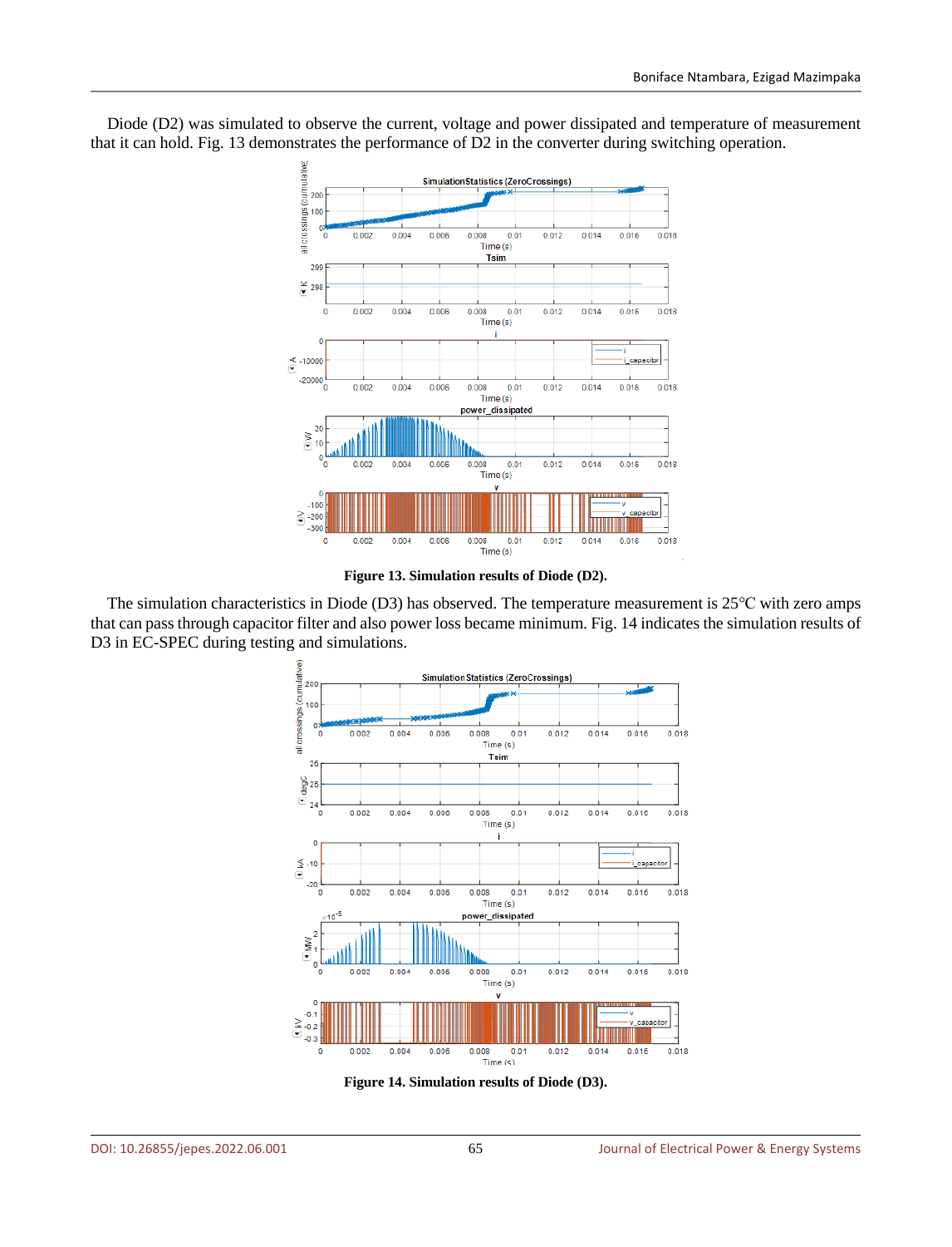Diode (D2) was simulated to observe the current, voltage and power dissipated and temperature of measurement that it can hold. Fig. 13 demonstrates the performance of D2 in the converter during switching operation.

**Figure 13. Simulation results of Diode (D2).**

The simulation characteristics in Diode (D3) has observed. The temperature measurement is 25℃ with zero amps that can pass through capacitor filter and also power loss became minimum. Fig. 14 indicates the simulation results of D3 in EC-SPEC during testing and simulations.

**Figure 14. Simulation results of Diode (D3).**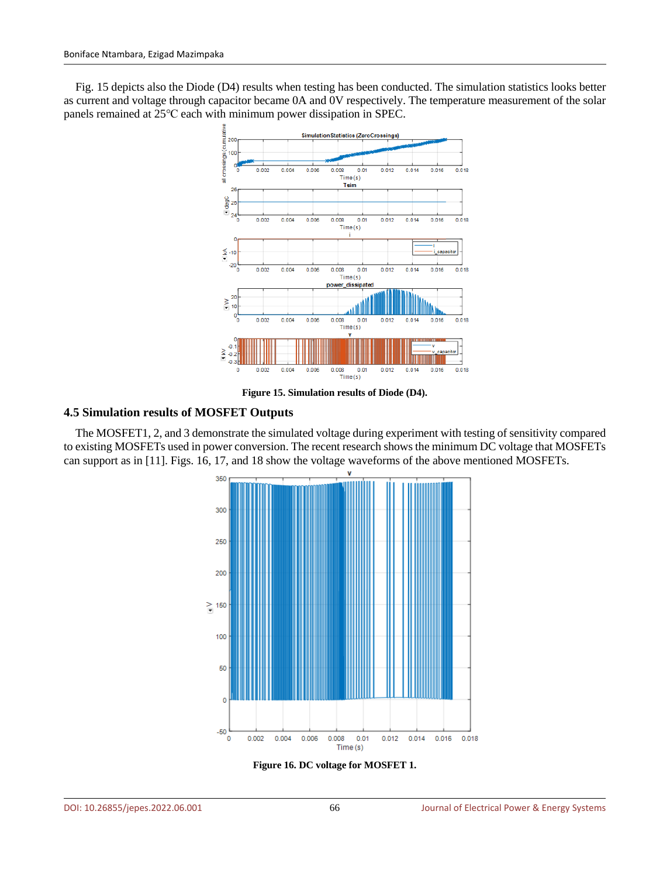Fig. 15 depicts also the Diode (D4) results when testing has been conducted. The simulation statistics looks better as current and voltage through capacitor became 0A and 0V respectively. The temperature measurement of the solar panels remained at 25℃ each with minimum power dissipation in SPEC.

**Figure 15. Simulation results of Diode (D4).**

## 4.5 Simulation results of MOSFET Outputs

The MOSFET1, 2, and 3 demonstrate the simulated voltage during experiment with testing of sensitivity compared to existing MOSFETs used in power conversion. The recent research shows the minimum DC voltage that MOSFETs can support as in [11]. Figs. 16, 17, and 18 show the voltage waveforms of the above mentioned MOSFETs.

**Figure 16. DC voltage for MOSFET 1.**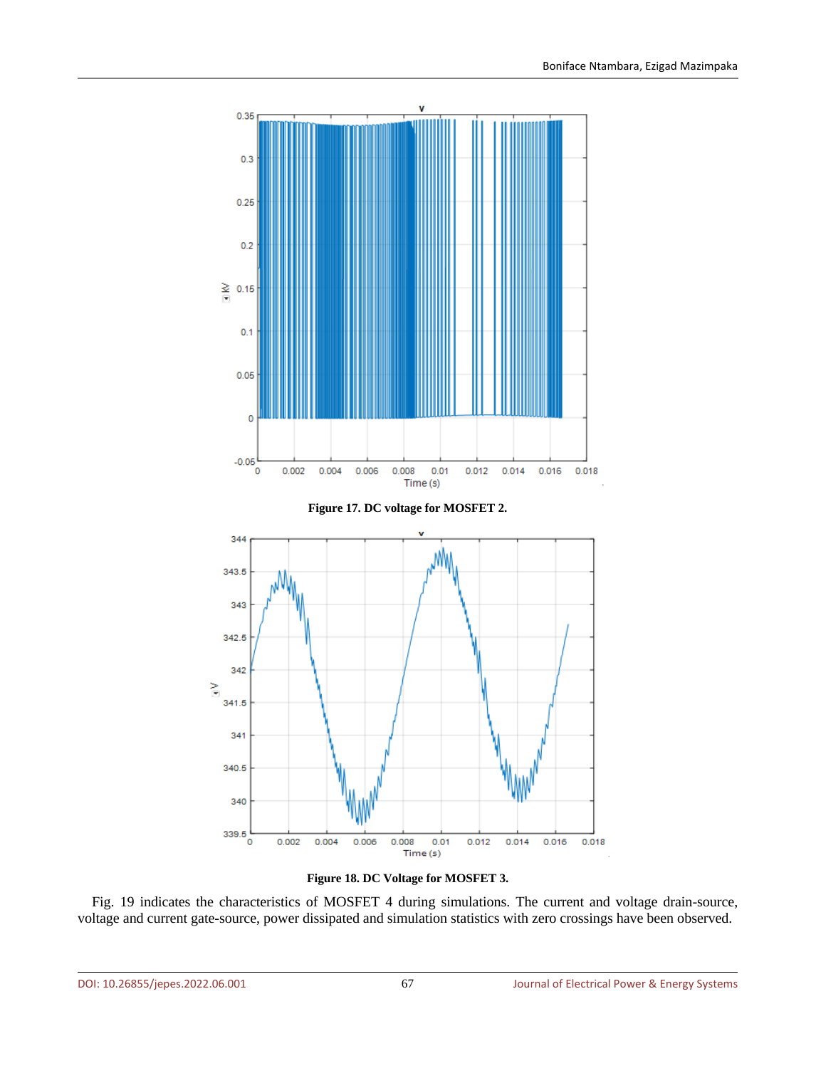**Figure 17. DC voltage for MOSFET 2.**

**Figure 18. DC Voltage for MOSFET 3.**

Fig. 19 indicates the characteristics of MOSFET 4 during simulations. The current and voltage drain-source, voltage and current gate-source, power dissipated and simulation statistics with zero crossings have been observed.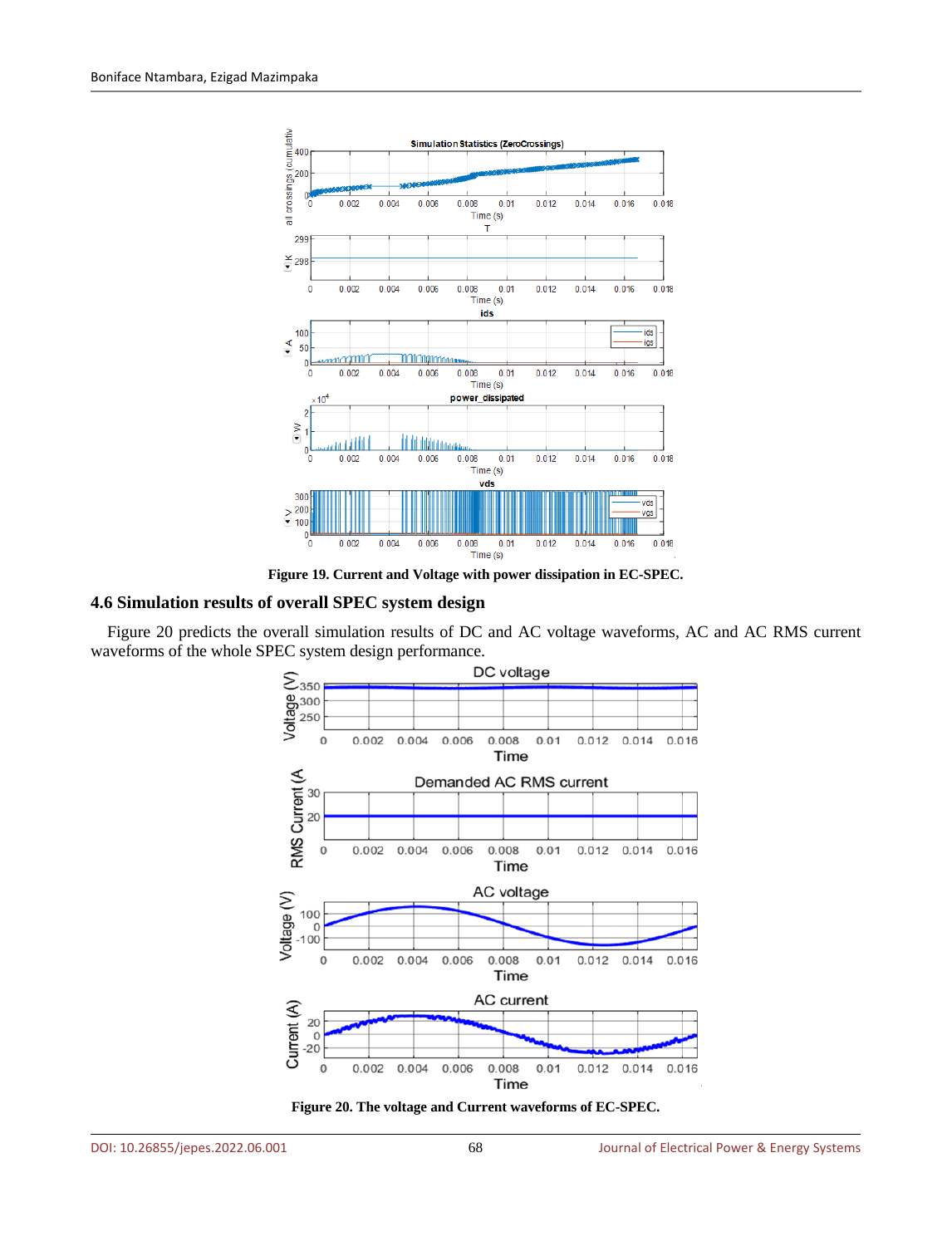Figure 19. Current and Voltage with power dissipation in EC-SPEC.

## 4.6 Simulation results of overall SPEC system design

Figure 20 predicts the overall simulation results of DC and AC voltage waveforms, AC and AC RMS current waveforms of the whole SPEC system design performance.

Figure 20. The voltage and Current waveforms of EC-SPEC.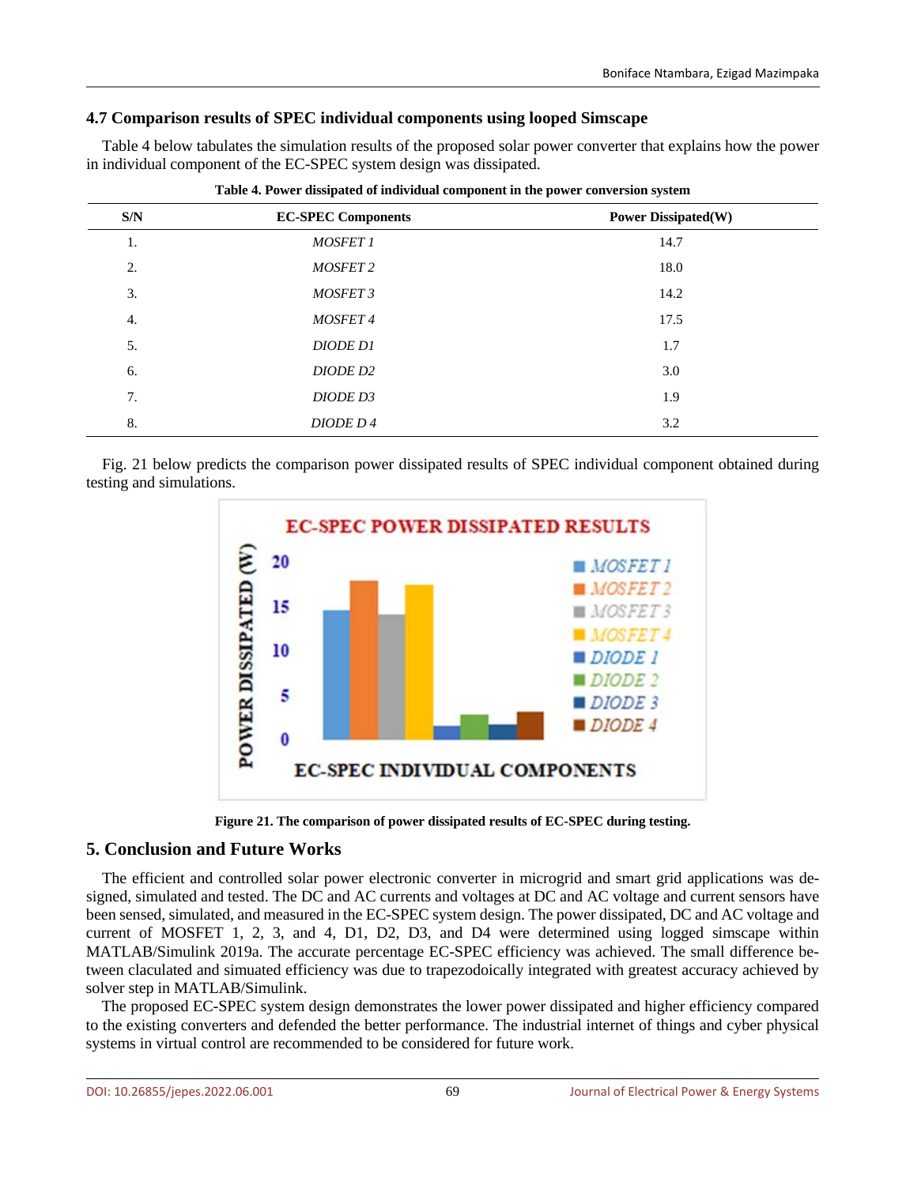### 4.7 Comparison results of SPEC individual components using looped Simscape

Table 4 below tabulates the simulation results of the proposed solar power converter that explains how the power in individual component of the EC-SPEC system design was dissipated.

**Table 4. Power dissipated of individual component in the power conversion system**

| S/N | EC-SPEC Components | Power Dissipated(W) |
|---|---|---|
| 1. | *MOSFET 1* | 14.7 |
| 2. | *MOSFET 2* | 18.0 |
| 3. | *MOSFET 3* | 14.2 |
| 4. | *MOSFET 4* | 17.5 |
| 5. | *DIODE D1* | 1.7 |
| 6. | *DIODE D2* | 3.0 |
| 7. | *DIODE D3* | 1.9 |
| 8. | *DIODE D 4* | 3.2 |

Fig. 21 below predicts the comparison power dissipated results of SPEC individual component obtained during testing and simulations.

**Figure 21. The comparison of power dissipated results of EC-SPEC during testing.**

## 5. Conclusion and Future Works

The efficient and controlled solar power electronic converter in microgrid and smart grid applications was designed, simulated and tested. The DC and AC currents and voltages at DC and AC voltage and current sensors have been sensed, simulated, and measured in the EC-SPEC system design. The power dissipated, DC and AC voltage and current of MOSFET 1, 2, 3, and 4, D1, D2, D3, and D4 were determined using logged simscape within MATLAB/Simulink 2019a. The accurate percentage EC-SPEC efficiency was achieved. The small difference between claculated and simuated efficiency was due to trapezodoically integrated with greatest accuracy achieved by solver step in MATLAB/Simulink.

The proposed EC-SPEC system design demonstrates the lower power dissipated and higher efficiency compared to the existing converters and defended the better performance. The industrial internet of things and cyber physical systems in virtual control are recommended to be considered for future work.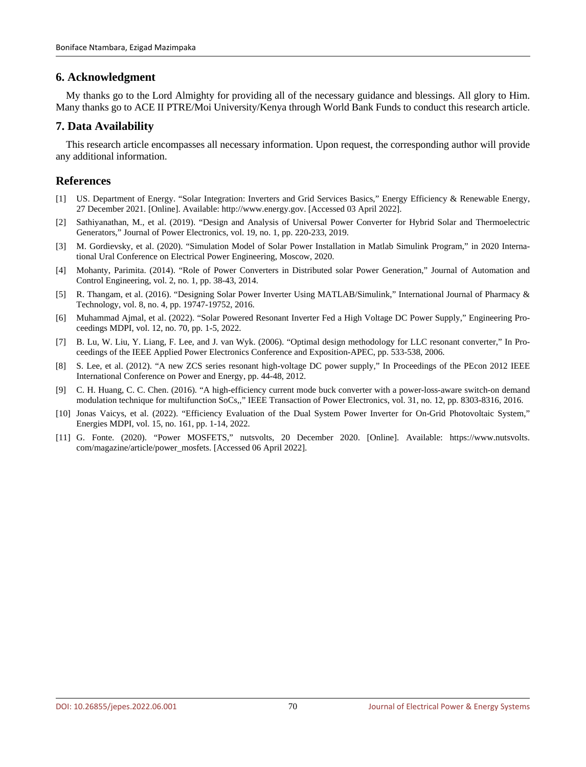## 6. Acknowledgment

My thanks go to the Lord Almighty for providing all of the necessary guidance and blessings. All glory to Him. Many thanks go to ACE II PTRE/Moi University/Kenya through World Bank Funds to conduct this research article.

## 7. Data Availability

This research article encompasses all necessary information. Upon request, the corresponding author will provide any additional information.

## References

[1] US. Department of Energy. "Solar Integration: Inverters and Grid Services Basics," Energy Efficiency & Renewable Energy, 27 December 2021. [Online]. Available: http://www.energy.gov. [Accessed 03 April 2022].

[2] Sathiyanathan, M., et al. (2019). "Design and Analysis of Universal Power Converter for Hybrid Solar and Thermoelectric Generators," Journal of Power Electronics, vol. 19, no. 1, pp. 220-233, 2019.

[3] M. Gordievsky, et al. (2020). "Simulation Model of Solar Power Installation in Matlab Simulink Program," in 2020 International Ural Conference on Electrical Power Engineering, Moscow, 2020.

[4] Mohanty, Parimita. (2014). "Role of Power Converters in Distributed solar Power Generation," Journal of Automation and Control Engineering, vol. 2, no. 1, pp. 38-43, 2014.

[5] R. Thangam, et al. (2016). "Designing Solar Power Inverter Using MATLAB/Simulink," International Journal of Pharmacy & Technology, vol. 8, no. 4, pp. 19747-19752, 2016.

[6] Muhammad Ajmal, et al. (2022). "Solar Powered Resonant Inverter Fed a High Voltage DC Power Supply," Engineering Proceedings MDPI, vol. 12, no. 70, pp. 1-5, 2022.

[7] B. Lu, W. Liu, Y. Liang, F. Lee, and J. van Wyk. (2006). "Optimal design methodology for LLC resonant converter," In Proceedings of the IEEE Applied Power Electronics Conference and Exposition-APEC, pp. 533-538, 2006.

[8] S. Lee, et al. (2012). "A new ZCS series resonant high-voltage DC power supply," In Proceedings of the PEcon 2012 IEEE International Conference on Power and Energy, pp. 44-48, 2012.

[9] C. H. Huang, C. C. Chen. (2016). "A high-efficiency current mode buck converter with a power-loss-aware switch-on demand modulation technique for multifunction SoCs,," IEEE Transaction of Power Electronics, vol. 31, no. 12, pp. 8303-8316, 2016.

[10] Jonas Vaicys, et al. (2022). "Efficiency Evaluation of the Dual System Power Inverter for On-Grid Photovoltaic System," Energies MDPI, vol. 15, no. 161, pp. 1-14, 2022.

[11] G. Fonte. (2020). "Power MOSFETS," nutsvolts, 20 December 2020. [Online]. Available: https://www.nutsvolts.com/magazine/article/power_mosfets. [Accessed 06 April 2022].